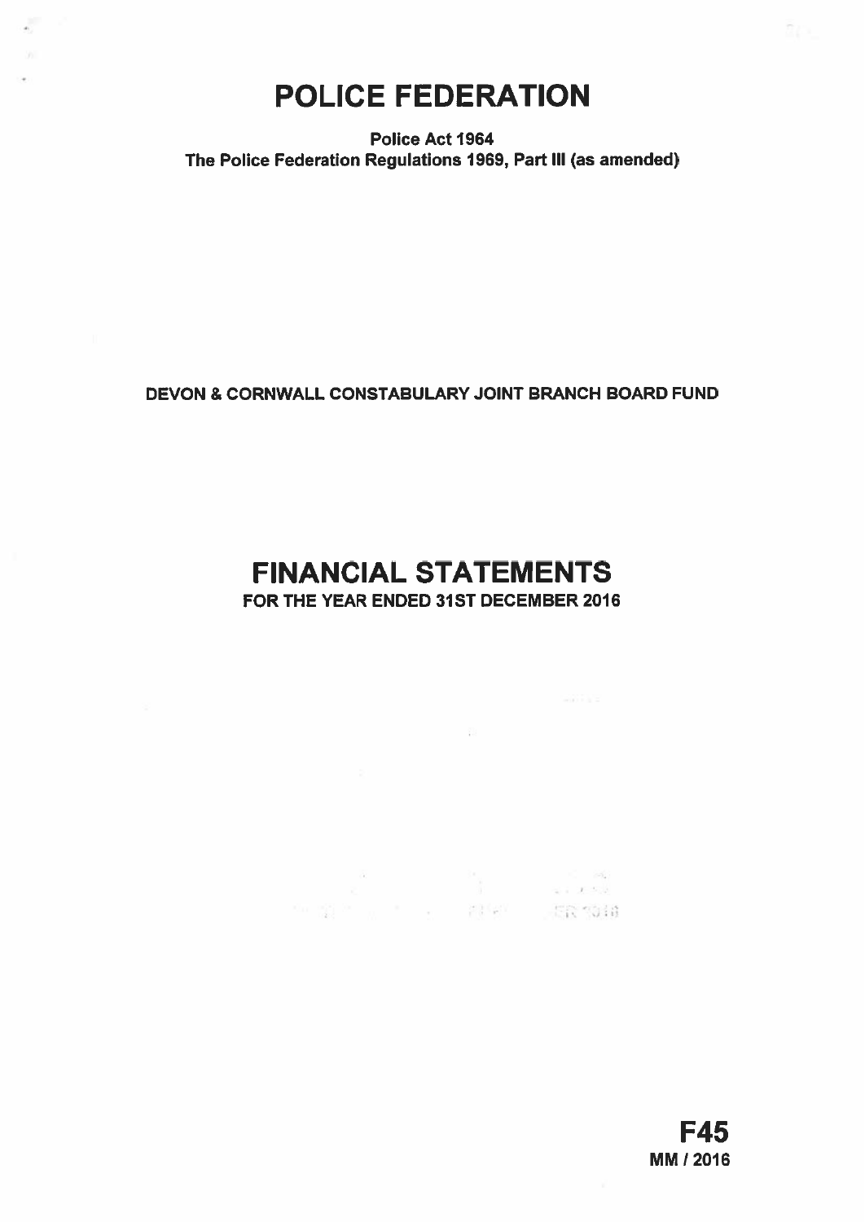# POLICE FEDERATION

**Police Act 1964**
**The Police Federation Regulations 1969, Part III (as amended)**

**DEVON & CORNWALL CONSTABULARY JOINT BRANCH BOARD FUND**

# FINANCIAL STATEMENTS

**FOR THE YEAR ENDED 31ST DECEMBER 2016**

**F45**
**MM / 2016**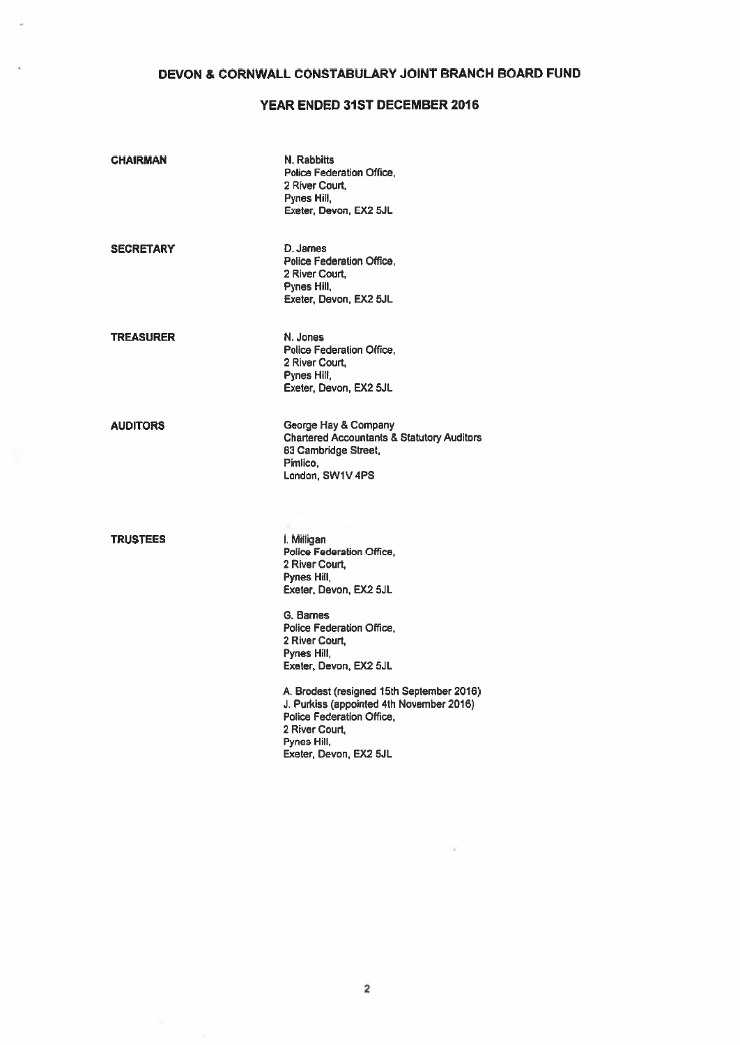# DEVON & CORNWALL CONSTABULARY JOINT BRANCH BOARD FUND

## YEAR ENDED 31ST DECEMBER 2016

| | |
|---|---|
| **CHAIRMAN** | N. Rabbitts<br>Police Federation Office,<br>2 River Court,<br>Pynes Hill,<br>Exeter, Devon, EX2 5JL |
| **SECRETARY** | D. James<br>Police Federation Office,<br>2 River Court,<br>Pynes Hill,<br>Exeter, Devon, EX2 5JL |
| **TREASURER** | N. Jones<br>Police Federation Office,<br>2 River Court,<br>Pynes Hill,<br>Exeter, Devon, EX2 5JL |
| **AUDITORS** | George Hay & Company<br>Chartered Accountants & Statutory Auditors<br>83 Cambridge Street,<br>Pimlico,<br>London, SW1V 4PS |
| **TRUSTEES** | I. Milligan<br>Police Federation Office,<br>2 River Court,<br>Pynes Hill,<br>Exeter, Devon, EX2 5JL<br><br>G. Barnes<br>Police Federation Office,<br>2 River Court,<br>Pynes Hill,<br>Exeter, Devon, EX2 5JL<br><br>A. Brodest (resigned 15th September 2016)<br>J. Purkiss (appointed 4th November 2016)<br>Police Federation Office,<br>2 River Court,<br>Pynes Hill,<br>Exeter, Devon, EX2 5JL |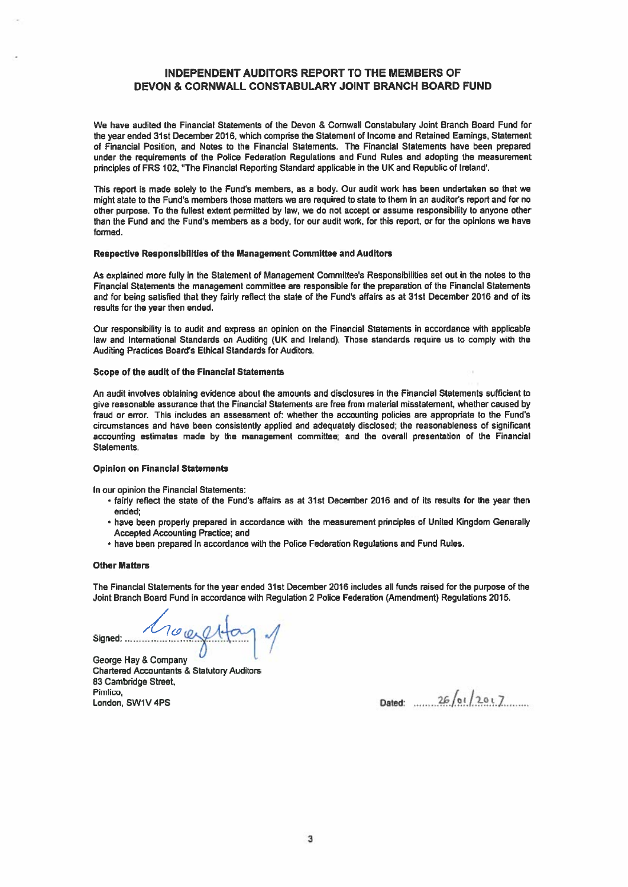# INDEPENDENT AUDITORS REPORT TO THE MEMBERS OF DEVON & CORNWALL CONSTABULARY JOINT BRANCH BOARD FUND

We have audited the Financial Statements of the Devon & Cornwall Constabulary Joint Branch Board Fund for the year ended 31st December 2016, which comprise the Statement of Income and Retained Earnings, Statement of Financial Position, and Notes to the Financial Statements. The Financial Statements have been prepared under the requirements of the Police Federation Regulations and Fund Rules and adopting the measurement principles of FRS 102, "The Financial Reporting Standard applicable in the UK and Republic of Ireland'.

This report is made solely to the Fund's members, as a body. Our audit work has been undertaken so that we might state to the Fund's members those matters we are required to state to them in an auditor's report and for no other purpose. To the fullest extent permitted by law, we do not accept or assume responsibility to anyone other than the Fund and the Fund's members as a body, for our audit work, for this report, or for the opinions we have formed.

### Respective Responsibilities of the Management Committee and Auditors

As explained more fully in the Statement of Management Committee's Responsibilities set out in the notes to the Financial Statements the management committee are responsible for the preparation of the Financial Statements and for being satisfied that they fairly reflect the state of the Fund's affairs as at 31st December 2016 and of its results for the year then ended.

Our responsibility is to audit and express an opinion on the Financial Statements in accordance with applicable law and International Standards on Auditing (UK and Ireland). Those standards require us to comply with the Auditing Practices Board's Ethical Standards for Auditors.

### Scope of the audit of the Financial Statements

An audit involves obtaining evidence about the amounts and disclosures in the Financial Statements sufficient to give reasonable assurance that the Financial Statements are free from material misstatement, whether caused by fraud or error. This includes an assessment of: whether the accounting policies are appropriate to the Fund's circumstances and have been consistently applied and adequately disclosed; the reasonableness of significant accounting estimates made by the management committee; and the overall presentation of the Financial Statements.

### Opinion on Financial Statements

In our opinion the Financial Statements:

- fairly reflect the state of the Fund's affairs as at 31st December 2016 and of its results for the year then ended;
- have been properly prepared in accordance with the measurement principles of United Kingdom Generally Accepted Accounting Practice; and
- have been prepared in accordance with the Police Federation Regulations and Fund Rules.

### Other Matters

The Financial Statements for the year ended 31st December 2016 includes all funds raised for the purpose of the Joint Branch Board Fund in accordance with Regulation 2 Police Federation (Amendment) Regulations 2015.

Signed: George Hay

George Hay & Company
Chartered Accountants & Statutory Auditors
83 Cambridge Street,
Pimlico,
London, SW1V 4PS

Dated: 26/01/2017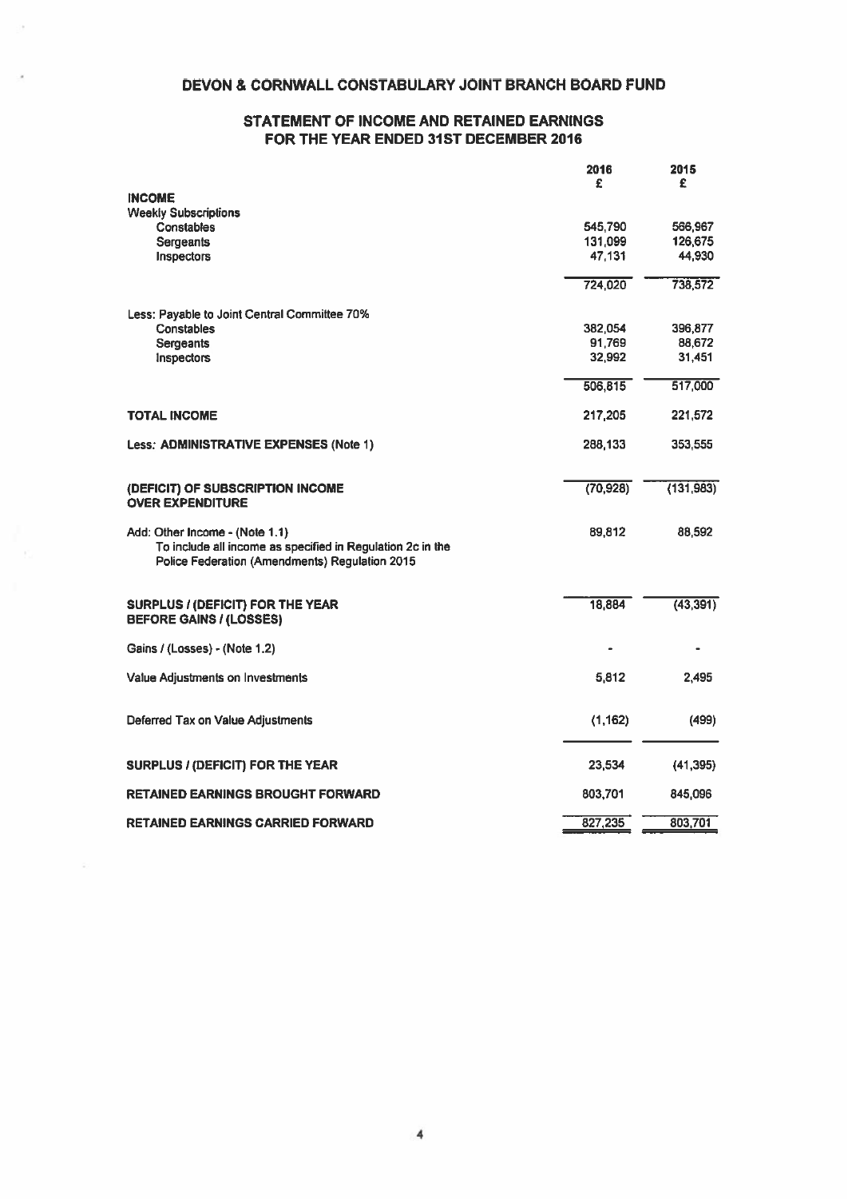# DEVON & CORNWALL CONSTABULARY JOINT BRANCH BOARD FUND

## STATEMENT OF INCOME AND RETAINED EARNINGS FOR THE YEAR ENDED 31ST DECEMBER 2016

| | 2016 £ | 2015 £ |
|---|---|---|
| **INCOME** | | |
| Weekly Subscriptions | | |
| Constables | 545,790 | 566,967 |
| Sergeants | 131,099 | 126,675 |
| Inspectors | 47,131 | 44,930 |
| | 724,020 | 738,572 |
| Less: Payable to Joint Central Committee 70% | | |
| Constables | 382,054 | 396,877 |
| Sergeants | 91,769 | 88,672 |
| Inspectors | 32,992 | 31,451 |
| | 506,815 | 517,000 |
| **TOTAL INCOME** | 217,205 | 221,572 |
| **Less: ADMINISTRATIVE EXPENSES (Note 1)** | 288,133 | 353,555 |
| **(DEFICIT) OF SUBSCRIPTION INCOME OVER EXPENDITURE** | (70,928) | (131,983) |
| Add: Other Income - (Note 1.1) To include all income as specified in Regulation 2c in the Police Federation (Amendments) Regulation 2015 | 89,812 | 88,592 |
| **SURPLUS / (DEFICIT) FOR THE YEAR BEFORE GAINS / (LOSSES)** | 18,884 | (43,391) |
| Gains / (Losses) - (Note 1.2) | - | - |
| Value Adjustments on Investments | 5,812 | 2,495 |
| Deferred Tax on Value Adjustments | (1,162) | (499) |
| **SURPLUS / (DEFICIT) FOR THE YEAR** | 23,534 | (41,395) |
| **RETAINED EARNINGS BROUGHT FORWARD** | 803,701 | 845,096 |
| **RETAINED EARNINGS CARRIED FORWARD** | 827,235 | 803,701 |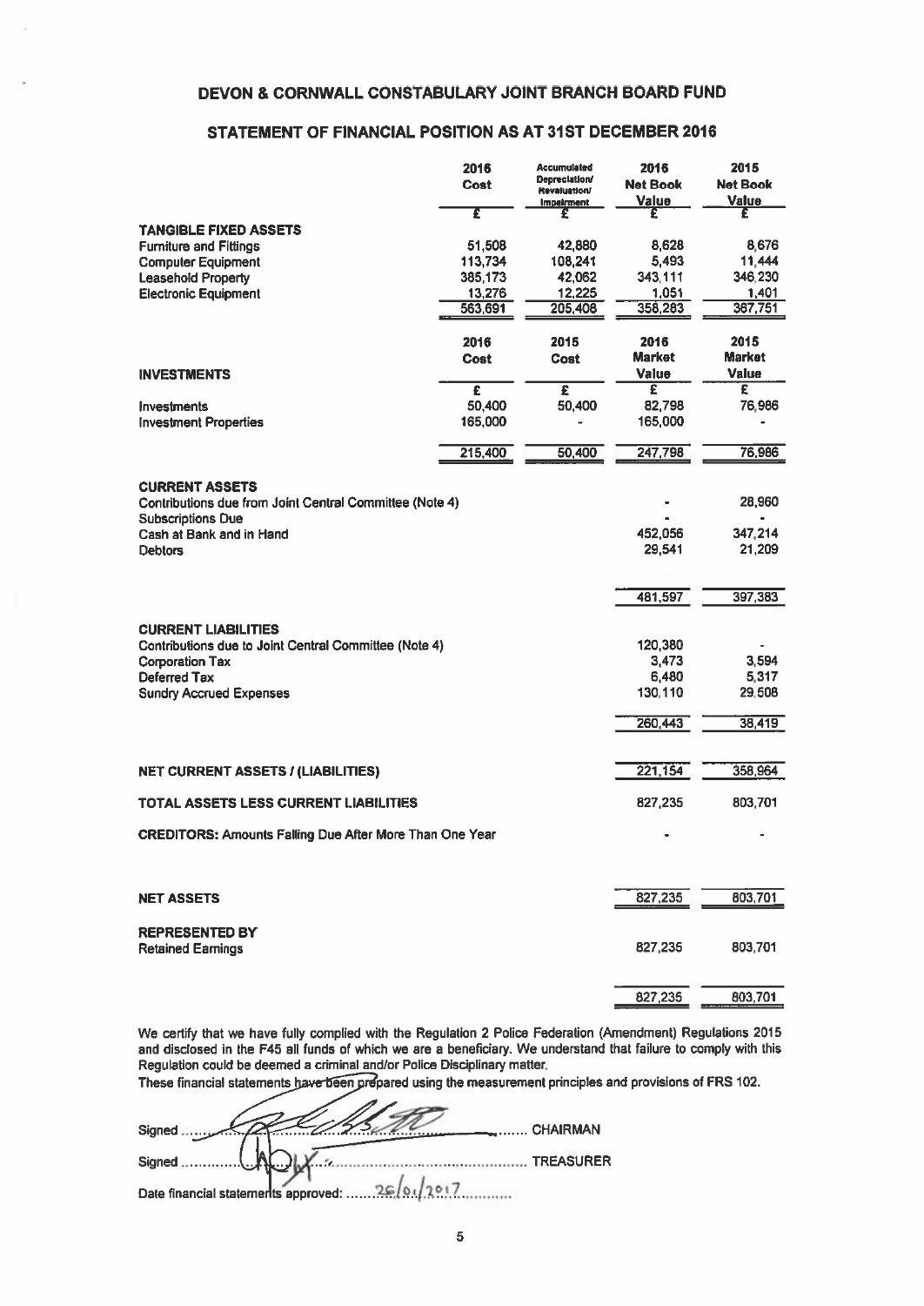# DEVON & CORNWALL CONSTABULARY JOINT BRANCH BOARD FUND

## STATEMENT OF FINANCIAL POSITION AS AT 31ST DECEMBER 2016

| | 2016 Cost | Accumulated Depreciation/ Revaluation/ Impairment | 2016 Net Book Value | 2015 Net Book Value |
|---|---|---|---|---|
| | £ | £ | £ | £ |
| **TANGIBLE FIXED ASSETS** | | | | |
| Furniture and Fittings | 51,508 | 42,880 | 8,628 | 8,676 |
| Computer Equipment | 113,734 | 108,241 | 5,493 | 11,444 |
| Leasehold Property | 385,173 | 42,062 | 343,111 | 346,230 |
| Electronic Equipment | 13,276 | 12,225 | 1,051 | 1,401 |
| | 563,691 | 205,408 | 358,283 | 367,751 |

| **INVESTMENTS** | 2016 Cost | 2015 Cost | 2016 Market Value | 2015 Market Value |
|---|---|---|---|---|
| | £ | £ | £ | £ |
| Investments | 50,400 | 50,400 | 82,798 | 76,986 |
| Investment Properties | 165,000 | - | 165,000 | - |
| | 215,400 | 50,400 | 247,798 | 76,986 |

| | 2016 £ | 2015 £ |
|---|---|---|
| **CURRENT ASSETS** | | |
| Contributions due from Joint Central Committee (Note 4) | - | 28,960 |
| Subscriptions Due | - | - |
| Cash at Bank and in Hand | 452,056 | 347,214 |
| Debtors | 29,541 | 21,209 |
| | 481,597 | 397,383 |
| **CURRENT LIABILITIES** | | |
| Contributions due to Joint Central Committee (Note 4) | 120,380 | - |
| Corporation Tax | 3,473 | 3,594 |
| Deferred Tax | 6,480 | 5,317 |
| Sundry Accrued Expenses | 130,110 | 29,508 |
| | 260,443 | 38,419 |
| **NET CURRENT ASSETS / (LIABILITIES)** | 221,154 | 358,964 |
| **TOTAL ASSETS LESS CURRENT LIABILITIES** | 827,235 | 803,701 |
| **CREDITORS: Amounts Falling Due After More Than One Year** | - | - |
| **NET ASSETS** | 827,235 | 803,701 |
| **REPRESENTED BY** | | |
| Retained Earnings | 827,235 | 803,701 |
| | 827,235 | 803,701 |

We certify that we have fully complied with the Regulation 2 Police Federation (Amendment) Regulations 2015 and disclosed in the F45 all funds of which we are a beneficiary. We understand that failure to comply with this Regulation could be deemed a criminal and/or Police Disciplinary matter.

These financial statements have been prepared using the measurement principles and provisions of FRS 102.

Signed .................................................. CHAIRMAN

Signed .................................................. TREASURER

Date financial statements approved: 26/01/2017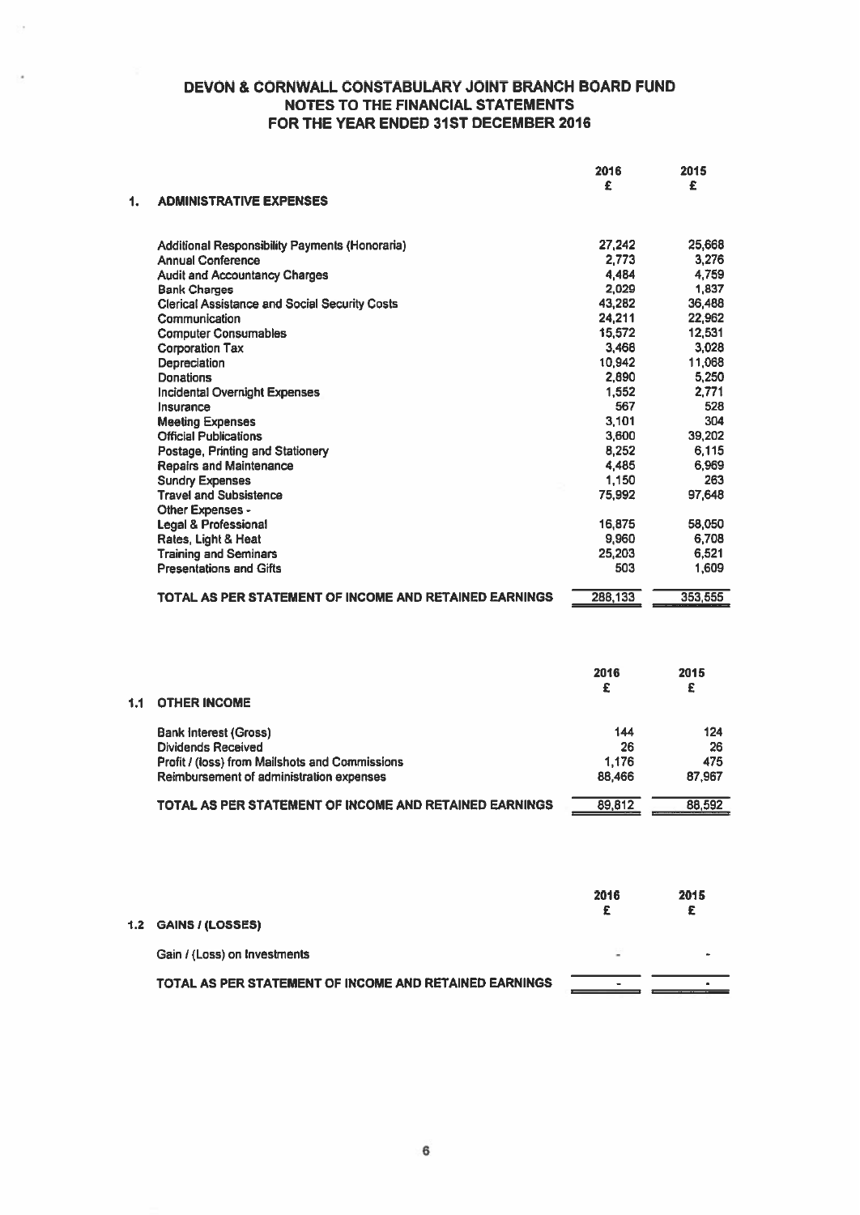# DEVON & CORNWALL CONSTABULARY JOINT BRANCH BOARD FUND
## NOTES TO THE FINANCIAL STATEMENTS
## FOR THE YEAR ENDED 31ST DECEMBER 2016

| | 2016 £ | 2015 £ |
|---|---|---|
| **1. ADMINISTRATIVE EXPENSES** | | |
| Additional Responsibility Payments (Honoraria) | 27,242 | 25,668 |
| Annual Conference | 2,773 | 3,276 |
| Audit and Accountancy Charges | 4,484 | 4,759 |
| Bank Charges | 2,029 | 1,837 |
| Clerical Assistance and Social Security Costs | 43,282 | 36,488 |
| Communication | 24,211 | 22,962 |
| Computer Consumables | 15,572 | 12,531 |
| Corporation Tax | 3,468 | 3,028 |
| Depreciation | 10,942 | 11,068 |
| Donations | 2,890 | 5,250 |
| Incidental Overnight Expenses | 1,552 | 2,771 |
| Insurance | 567 | 528 |
| Meeting Expenses | 3,101 | 304 |
| Official Publications | 3,600 | 39,202 |
| Postage, Printing and Stationery | 8,252 | 6,115 |
| Repairs and Maintenance | 4,485 | 6,969 |
| Sundry Expenses | 1,150 | 263 |
| Travel and Subsistence | 75,992 | 97,648 |
| Other Expenses - | | |
| Legal & Professional | 16,875 | 58,050 |
| Rates, Light & Heat | 9,960 | 6,708 |
| Training and Seminars | 25,203 | 6,521 |
| Presentations and Gifts | 503 | 1,609 |
| **TOTAL AS PER STATEMENT OF INCOME AND RETAINED EARNINGS** | **288,133** | **353,555** |

| | 2016 £ | 2015 £ |
|---|---|---|
| **1.1 OTHER INCOME** | | |
| Bank Interest (Gross) | 144 | 124 |
| Dividends Received | 26 | 26 |
| Profit / (loss) from Mailshots and Commissions | 1,176 | 475 |
| Reimbursement of administration expenses | 88,466 | 87,967 |
| **TOTAL AS PER STATEMENT OF INCOME AND RETAINED EARNINGS** | **89,812** | **88,592** |

| | 2016 £ | 2015 £ |
|---|---|---|
| **1.2 GAINS / (LOSSES)** | | |
| Gain / (Loss) on Investments | - | - |
| **TOTAL AS PER STATEMENT OF INCOME AND RETAINED EARNINGS** | - | - |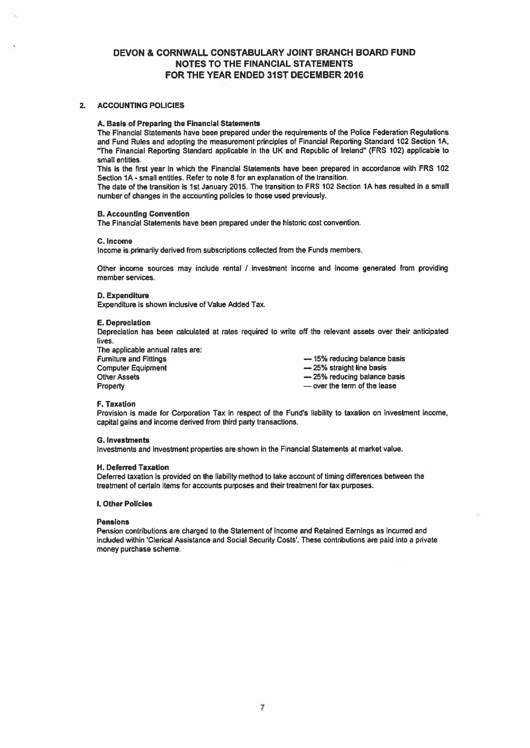# DEVON & CORNWALL CONSTABULARY JOINT BRANCH BOARD FUND
## NOTES TO THE FINANCIAL STATEMENTS
## FOR THE YEAR ENDED 31ST DECEMBER 2016

### 2. ACCOUNTING POLICIES

**A. Basis of Preparing the Financial Statements**

The Financial Statements have been prepared under the requirements of the Police Federation Regulations and Fund Rules and adopting the measurement principles of Financial Reporting Standard 102 Section 1A, "The Financial Reporting Standard applicable in the UK and Republic of Ireland" (FRS 102) applicable to small entities.

This is the first year in which the Financial Statements have been prepared in accordance with FRS 102 Section 1A - small entities. Refer to note 8 for an explanation of the transition.

The date of the transition is 1st January 2015. The transition to FRS 102 Section 1A has resulted in a small number of changes in the accounting policies to those used previously.

**B. Accounting Convention**

The Financial Statements have been prepared under the historic cost convention.

**C. Income**

Income is primarily derived from subscriptions collected from the Funds members.

Other income sources may include rental / investment income and income generated from providing member services.

**D. Expenditure**

Expenditure is shown inclusive of Value Added Tax.

**E. Depreciation**

Depreciation has been calculated at rates required to write off the relevant assets over their anticipated lives.

The applicable annual rates are:

| | |
|---|---|
| Furniture and Fittings | — 15% reducing balance basis |
| Computer Equipment | — 25% straight line basis |
| Other Assets | — 25% reducing balance basis |
| Property | — over the term of the lease |

**F. Taxation**

Provision is made for Corporation Tax in respect of the Fund's liability to taxation on investment income, capital gains and income derived from third party transactions.

**G. Investments**

Investments and investment properties are shown in the Financial Statements at market value.

**H. Deferred Taxation**

Deferred taxation is provided on the liability method to take account of timing differences between the treatment of certain items for accounts purposes and their treatment for tax purposes.

**I. Other Policies**

**Pensions**

Pension contributions are charged to the Statement of Income and Retained Earnings as incurred and included within 'Clerical Assistance and Social Security Costs'. These contributions are paid into a private money purchase scheme.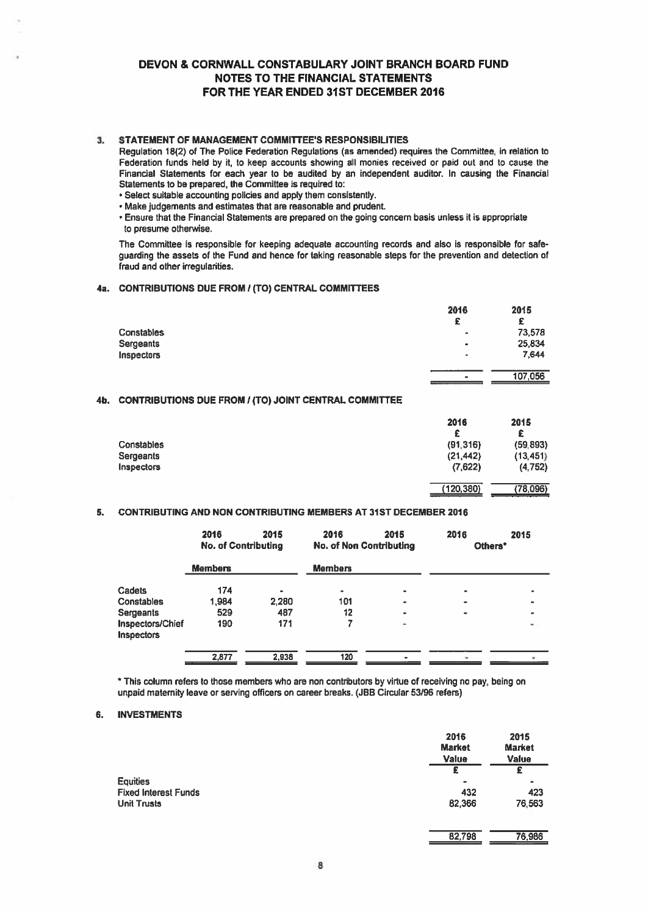# DEVON & CORNWALL CONSTABULARY JOINT BRANCH BOARD FUND
## NOTES TO THE FINANCIAL STATEMENTS
## FOR THE YEAR ENDED 31ST DECEMBER 2016

### 3. STATEMENT OF MANAGEMENT COMMITTEE'S RESPONSIBILITIES

Regulation 18(2) of The Police Federation Regulations (as amended) requires the Committee, in relation to Federation funds held by it, to keep accounts showing all monies received or paid out and to cause the Financial Statements for each year to be audited by an independent auditor. In causing the Financial Statements to be prepared, the Committee is required to:

- Select suitable accounting policies and apply them consistently.
- Make judgements and estimates that are reasonable and prudent.
- Ensure that the Financial Statements are prepared on the going concern basis unless it is appropriate to presume otherwise.

The Committee is responsible for keeping adequate accounting records and also is responsible for safe-guarding the assets of the Fund and hence for taking reasonable steps for the prevention and detection of fraud and other irregularities.

### 4a. CONTRIBUTIONS DUE FROM / (TO) CENTRAL COMMITTEES

| | 2016 | 2015 |
|---|---|---|
| | £ | £ |
| Constables | - | 73,578 |
| Sergeants | - | 25,834 |
| Inspectors | - | 7,644 |
| | - | 107,056 |

### 4b. CONTRIBUTIONS DUE FROM / (TO) JOINT CENTRAL COMMITTEE

| | 2016 | 2015 |
|---|---|---|
| | £ | £ |
| Constables | (91,316) | (59,893) |
| Sergeants | (21,442) | (13,451) |
| Inspectors | (7,622) | (4,752) |
| | (120,380) | (78,096) |

### 5. CONTRIBUTING AND NON CONTRIBUTING MEMBERS AT 31ST DECEMBER 2016

| | 2016 | 2015 | 2016 | 2015 | 2016 | 2015 |
|---|---|---|---|---|---|---|
| | No. of Contributing Members | | No. of Non Contributing Members | | Others* | |
| Cadets | 174 | - | - | - | - | - |
| Constables | 1,984 | 2,280 | 101 | - | - | - |
| Sergeants | 529 | 487 | 12 | - | - | - |
| Inspectors/Chief Inspectors | 190 | 171 | 7 | - | | - |
| | 2,877 | 2,938 | 120 | - | - | - |

\* This column refers to those members who are non contributors by virtue of receiving no pay, being on unpaid maternity leave or serving officers on career breaks. (JBB Circular 53/96 refers)

### 6. INVESTMENTS

| | 2016 Market Value | 2015 Market Value |
|---|---|---|
| | £ | £ |
| Equities | - | - |
| Fixed Interest Funds | 432 | 423 |
| Unit Trusts | 82,366 | 76,563 |
| | 82,798 | 76,986 |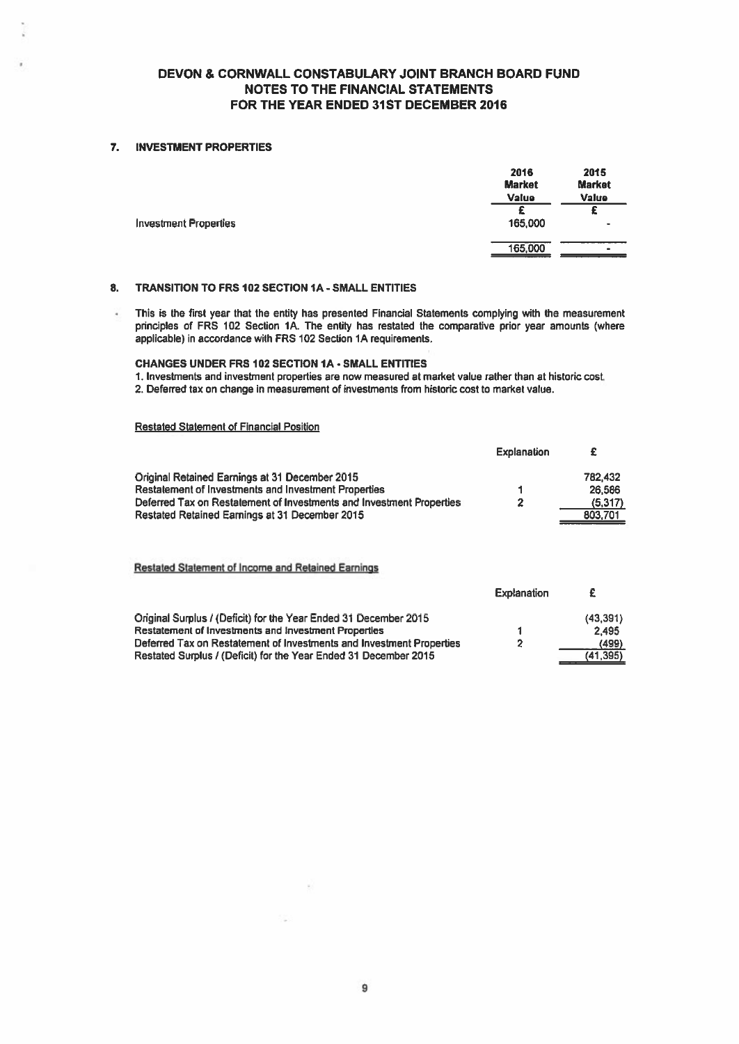# DEVON & CORNWALL CONSTABULARY JOINT BRANCH BOARD FUND
## NOTES TO THE FINANCIAL STATEMENTS
## FOR THE YEAR ENDED 31ST DECEMBER 2016

### 7. INVESTMENT PROPERTIES

| | 2016 Market Value | 2015 Market Value |
|---|---|---|
| | £ | £ |
| Investment Properties | 165,000 | - |
| | 165,000 | - |

### 8. TRANSITION TO FRS 102 SECTION 1A - SMALL ENTITIES

This is the first year that the entity has presented Financial Statements complying with the measurement principles of FRS 102 Section 1A. The entity has restated the comparative prior year amounts (where applicable) in accordance with FRS 102 Section 1A requirements.

**CHANGES UNDER FRS 102 SECTION 1A - SMALL ENTITIES**

1. Investments and investment properties are now measured at market value rather than at historic cost.
2. Deferred tax on change in measurement of investments from historic cost to market value.

Restated Statement of Financial Position

| | Explanation | £ |
|---|---|---|
| Original Retained Earnings at 31 December 2015 | | 782,432 |
| Restatement of Investments and Investment Properties | 1 | 26,586 |
| Deferred Tax on Restatement of Investments and Investment Properties | 2 | (5,317) |
| Restated Retained Earnings at 31 December 2015 | | 803,701 |

Restated Statement of Income and Retained Earnings

| | Explanation | £ |
|---|---|---|
| Original Surplus / (Deficit) for the Year Ended 31 December 2015 | | (43,391) |
| Restatement of Investments and Investment Properties | 1 | 2,495 |
| Deferred Tax on Restatement of Investments and Investment Properties | 2 | (499) |
| Restated Surplus / (Deficit) for the Year Ended 31 December 2015 | | (41,395) |